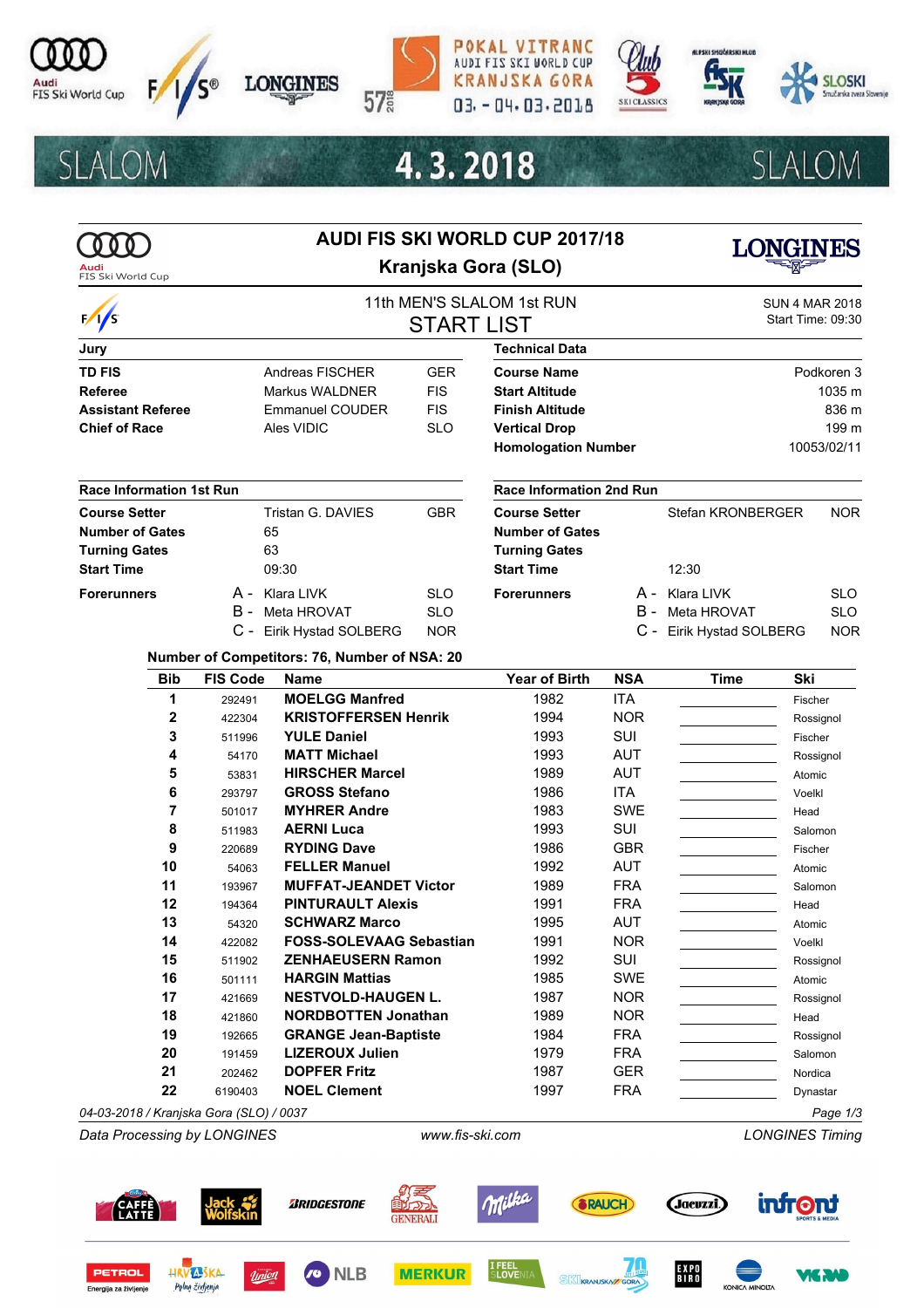# SLALOM 4. 3. 2018 SLALOM

POKAL VITRANC
AUDI FIS SKI WORLD CUP
KRANJSKA GORA
03. - 04. 03. 2018

## AUDI FIS SKI WORLD CUP 2017/18

## Kranjska Gora (SLO)

### 11th MEN'S SLALOM 1st RUN

### START LIST

SUN 4 MAR 2018
Start Time: 09:30

| Jury | | |
|---|---|---|
| **TD FIS** | Andreas FISCHER | GER |
| **Referee** | Markus WALDNER | FIS |
| **Assistant Referee** | Emmanuel COUDER | FIS |
| **Chief of Race** | Ales VIDIC | SLO |

| Technical Data | |
|---|---|
| **Course Name** | Podkoren 3 |
| **Start Altitude** | 1035 m |
| **Finish Altitude** | 836 m |
| **Vertical Drop** | 199 m |
| **Homologation Number** | 10053/02/11 |

| Race Information 1st Run | | |
|---|---|---|
| **Course Setter** | Tristan G. DAVIES | GBR |
| **Number of Gates** | 65 | |
| **Turning Gates** | 63 | |
| **Start Time** | 09:30 | |
| **Forerunners** | A - Klara LIVK | SLO |
| | B - Meta HROVAT | SLO |
| | C - Eirik Hystad SOLBERG | NOR |

| Race Information 2nd Run | | |
|---|---|---|
| **Course Setter** | Stefan KRONBERGER | NOR |
| **Number of Gates** | | |
| **Turning Gates** | | |
| **Start Time** | 12:30 | |
| **Forerunners** | A - Klara LIVK | SLO |
| | B - Meta HROVAT | SLO |
| | C - Eirik Hystad SOLBERG | NOR |

**Number of Competitors: 76, Number of NSA: 20**

| Bib | FIS Code | Name | Year of Birth | NSA | Time | Ski |
|---|---|---|---|---|---|---|
| 1 | 292491 | MOELGG Manfred | 1982 | ITA | | Fischer |
| 2 | 422304 | KRISTOFFERSEN Henrik | 1994 | NOR | | Rossignol |
| 3 | 511996 | YULE Daniel | 1993 | SUI | | Fischer |
| 4 | 54170 | MATT Michael | 1993 | AUT | | Rossignol |
| 5 | 53831 | HIRSCHER Marcel | 1989 | AUT | | Atomic |
| 6 | 293797 | GROSS Stefano | 1986 | ITA | | Voelkl |
| 7 | 501017 | MYHRER Andre | 1983 | SWE | | Head |
| 8 | 511983 | AERNI Luca | 1993 | SUI | | Salomon |
| 9 | 220689 | RYDING Dave | 1986 | GBR | | Fischer |
| 10 | 54063 | FELLER Manuel | 1992 | AUT | | Atomic |
| 11 | 193967 | MUFFAT-JEANDET Victor | 1989 | FRA | | Salomon |
| 12 | 194364 | PINTURAULT Alexis | 1991 | FRA | | Head |
| 13 | 54320 | SCHWARZ Marco | 1995 | AUT | | Atomic |
| 14 | 422082 | FOSS-SOLEVAAG Sebastian | 1991 | NOR | | Voelkl |
| 15 | 511902 | ZENHAEUSERN Ramon | 1992 | SUI | | Rossignol |
| 16 | 501111 | HARGIN Mattias | 1985 | SWE | | Atomic |
| 17 | 421669 | NESTVOLD-HAUGEN L. | 1987 | NOR | | Rossignol |
| 18 | 421860 | NORDBOTTEN Jonathan | 1989 | NOR | | Head |
| 19 | 192665 | GRANGE Jean-Baptiste | 1984 | FRA | | Rossignol |
| 20 | 191459 | LIZEROUX Julien | 1979 | FRA | | Salomon |
| 21 | 202462 | DOPFER Fritz | 1987 | GER | | Nordica |
| 22 | 6190403 | NOEL Clement | 1997 | FRA | | Dynastar |

*04-03-2018 / Kranjska Gora (SLO) / 0037*

*Data Processing by LONGINES* — *www.fis-ski.com* — *LONGINES Timing*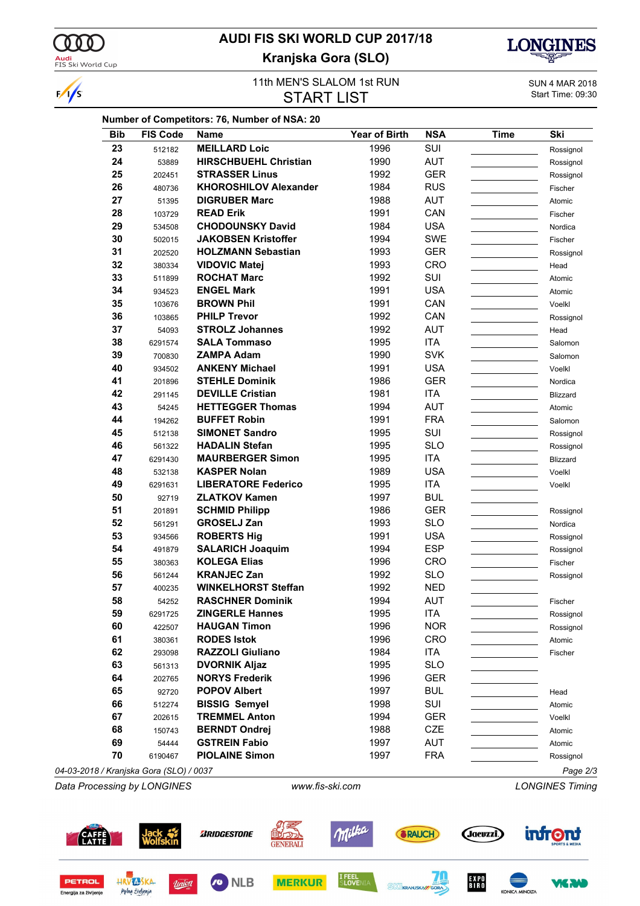# AUDI FIS SKI WORLD CUP 2017/18

## Kranjska Gora (SLO)

11th MEN'S SLALOM 1st RUN

## START LIST

SUN 4 MAR 2018
Start Time: 09:30

**Number of Competitors: 76, Number of NSA: 20**

| Bib | FIS Code | Name | Year of Birth | NSA | Time | Ski |
|---|---|---|---|---|---|---|
| 23 | 512182 | **MEILLARD Loic** | 1996 | SUI | | Rossignol |
| 24 | 53889 | **HIRSCHBUEHL Christian** | 1990 | AUT | | Rossignol |
| 25 | 202451 | **STRASSER Linus** | 1992 | GER | | Rossignol |
| 26 | 480736 | **KHOROSHILOV Alexander** | 1984 | RUS | | Fischer |
| 27 | 51395 | **DIGRUBER Marc** | 1988 | AUT | | Atomic |
| 28 | 103729 | **READ Erik** | 1991 | CAN | | Fischer |
| 29 | 534508 | **CHODOUNSKY David** | 1984 | USA | | Nordica |
| 30 | 502015 | **JAKOBSEN Kristoffer** | 1994 | SWE | | Fischer |
| 31 | 202520 | **HOLZMANN Sebastian** | 1993 | GER | | Rossignol |
| 32 | 380334 | **VIDOVIC Matej** | 1993 | CRO | | Head |
| 33 | 511899 | **ROCHAT Marc** | 1992 | SUI | | Atomic |
| 34 | 934523 | **ENGEL Mark** | 1991 | USA | | Atomic |
| 35 | 103676 | **BROWN Phil** | 1991 | CAN | | Voelkl |
| 36 | 103865 | **PHILP Trevor** | 1992 | CAN | | Rossignol |
| 37 | 54093 | **STROLZ Johannes** | 1992 | AUT | | Head |
| 38 | 6291574 | **SALA Tommaso** | 1995 | ITA | | Salomon |
| 39 | 700830 | **ZAMPA Adam** | 1990 | SVK | | Salomon |
| 40 | 934502 | **ANKENY Michael** | 1991 | USA | | Voelkl |
| 41 | 201896 | **STEHLE Dominik** | 1986 | GER | | Nordica |
| 42 | 291145 | **DEVILLE Cristian** | 1981 | ITA | | Blizzard |
| 43 | 54245 | **HETTEGGER Thomas** | 1994 | AUT | | Atomic |
| 44 | 194262 | **BUFFET Robin** | 1991 | FRA | | Salomon |
| 45 | 512138 | **SIMONET Sandro** | 1995 | SUI | | Rossignol |
| 46 | 561322 | **HADALIN Stefan** | 1995 | SLO | | Rossignol |
| 47 | 6291430 | **MAURBERGER Simon** | 1995 | ITA | | Blizzard |
| 48 | 532138 | **KASPER Nolan** | 1989 | USA | | Voelkl |
| 49 | 6291631 | **LIBERATORE Federico** | 1995 | ITA | | Voelkl |
| 50 | 92719 | **ZLATKOV Kamen** | 1997 | BUL | | |
| 51 | 201891 | **SCHMID Philipp** | 1986 | GER | | Rossignol |
| 52 | 561291 | **GROSELJ Zan** | 1993 | SLO | | Nordica |
| 53 | 934566 | **ROBERTS Hig** | 1991 | USA | | Rossignol |
| 54 | 491879 | **SALARICH Joaquim** | 1994 | ESP | | Rossignol |
| 55 | 380363 | **KOLEGA Elias** | 1996 | CRO | | Fischer |
| 56 | 561244 | **KRANJEC Zan** | 1992 | SLO | | Rossignol |
| 57 | 400235 | **WINKELHORST Steffan** | 1992 | NED | | |
| 58 | 54252 | **RASCHNER Dominik** | 1994 | AUT | | Fischer |
| 59 | 6291725 | **ZINGERLE Hannes** | 1995 | ITA | | Rossignol |
| 60 | 422507 | **HAUGAN Timon** | 1996 | NOR | | Rossignol |
| 61 | 380361 | **RODES Istok** | 1996 | CRO | | Atomic |
| 62 | 293098 | **RAZZOLI Giuliano** | 1984 | ITA | | Fischer |
| 63 | 561313 | **DVORNIK Aljaz** | 1995 | SLO | | |
| 64 | 202765 | **NORYS Frederik** | 1996 | GER | | |
| 65 | 92720 | **POPOV Albert** | 1997 | BUL | | Head |
| 66 | 512274 | **BISSIG Semyel** | 1998 | SUI | | Atomic |
| 67 | 202615 | **TREMMEL Anton** | 1994 | GER | | Voelkl |
| 68 | 150743 | **BERNDT Ondrej** | 1988 | CZE | | Atomic |
| 69 | 54444 | **GSTREIN Fabio** | 1997 | AUT | | Atomic |
| 70 | 6190467 | **PIOLAINE Simon** | 1997 | FRA | | Rossignol |

*04-03-2018 / Kranjska Gora (SLO) / 0037*

*Data Processing by LONGINES* *www.fis-ski.com* *LONGINES Timing*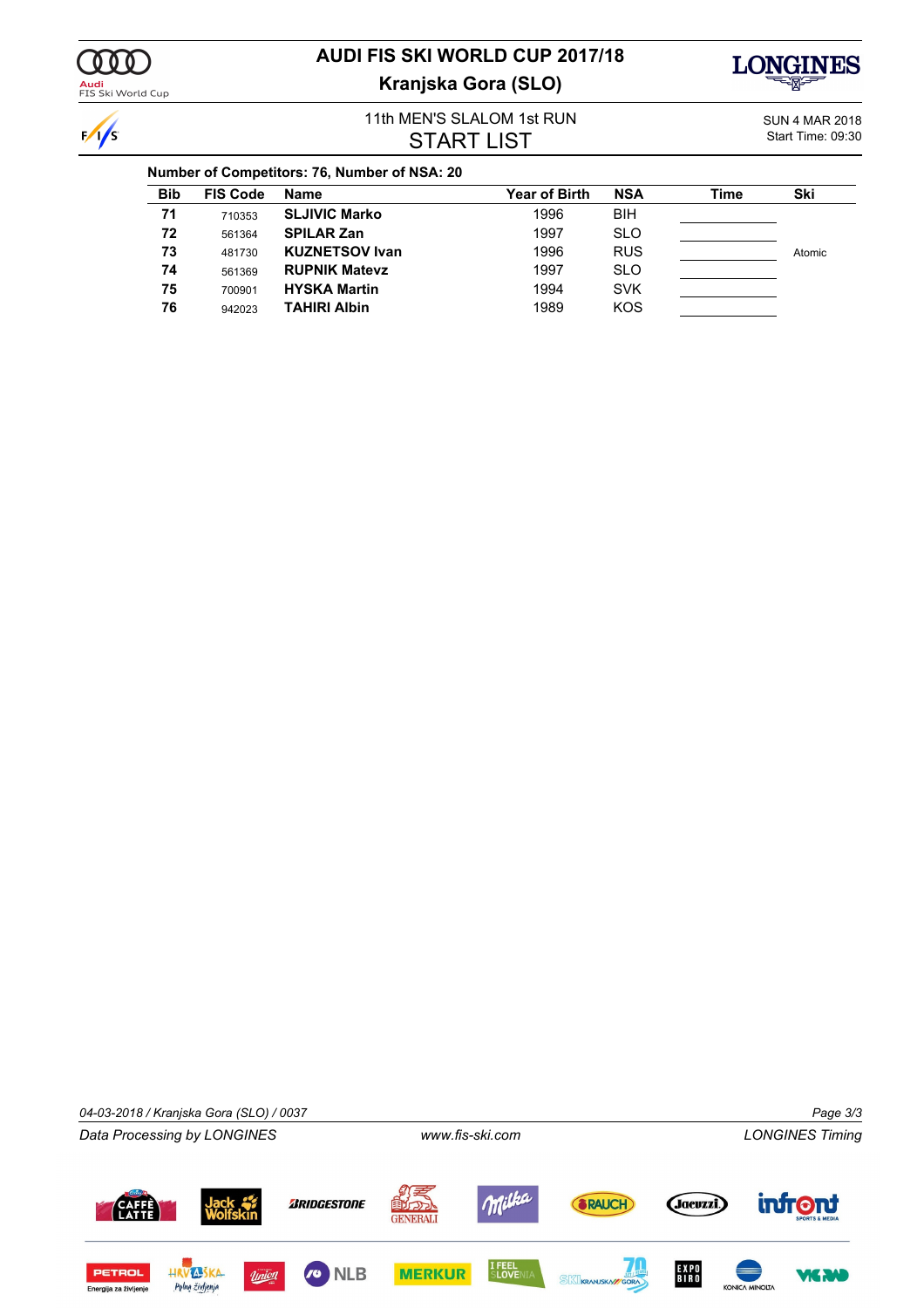# AUDI FIS SKI WORLD CUP 2017/18

## Kranjska Gora (SLO)

11th MEN'S SLALOM 1st RUN

## START LIST

SUN 4 MAR 2018
Start Time: 09:30

**Number of Competitors: 76, Number of NSA: 20**

| Bib | FIS Code | Name | Year of Birth | NSA | Time | Ski |
|---|---|---|---|---|---|---|
| **71** | 710353 | **SLJIVIC Marko** | 1996 | BIH | | |
| **72** | 561364 | **SPILAR Zan** | 1997 | SLO | | |
| **73** | 481730 | **KUZNETSOV Ivan** | 1996 | RUS | | Atomic |
| **74** | 561369 | **RUPNIK Matevz** | 1997 | SLO | | |
| **75** | 700901 | **HYSKA Martin** | 1994 | SVK | | |
| **76** | 942023 | **TAHIRI Albin** | 1989 | KOS | | |

*04-03-2018 / Kranjska Gora (SLO) / 0037*

*Data Processing by LONGINES* *www.fis-ski.com* *LONGINES Timing*